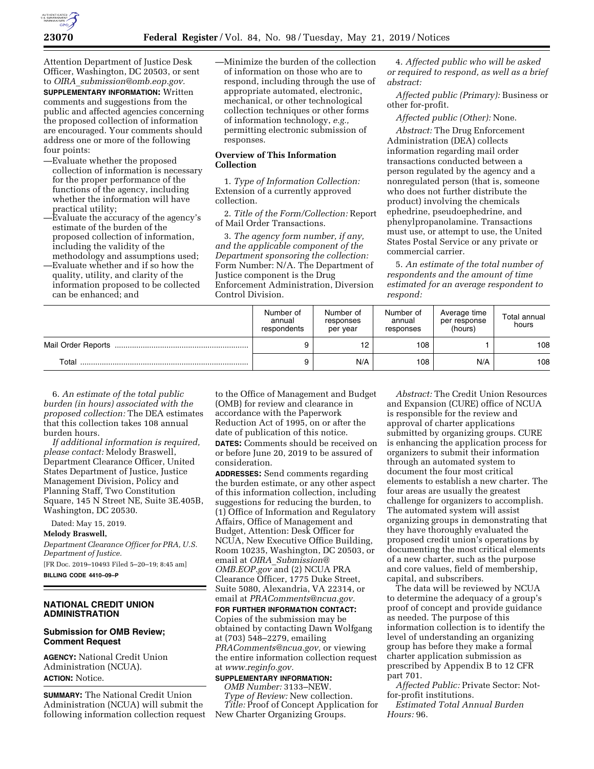Attention Department of Justice Desk Officer, Washington, DC 20503, or sent to *OIRA_submission@omb.eop.gov.*

**SUPPLEMENTARY INFORMATION:** Written comments and suggestions from the public and affected agencies concerning the proposed collection of information are encouraged. Your comments should address one or more of the following four points:

—Evaluate whether the proposed collection of information is necessary for the proper performance of the functions of the agency, including whether the information will have practical utility;

—Evaluate the accuracy of the agency's estimate of the burden of the proposed collection of information, including the validity of the methodology and assumptions used;

—Evaluate whether and if so how the quality, utility, and clarity of the information proposed to be collected can be enhanced; and

—Minimize the burden of the collection of information on those who are to respond, including through the use of appropriate automated, electronic, mechanical, or other technological collection techniques or other forms of information technology, *e.g.,* permitting electronic submission of responses.

**Overview of This Information Collection**

1. *Type of Information Collection:* Extension of a currently approved collection.

2. *Title of the Form/Collection:* Report of Mail Order Transactions.

3. *The agency form number, if any, and the applicable component of the Department sponsoring the collection:* Form Number: N/A. The Department of Justice component is the Drug Enforcement Administration, Diversion Control Division.

4. *Affected public who will be asked or required to respond, as well as a brief abstract:*

*Affected public (Primary):* Business or other for-profit.

*Affected public (Other):* None.

*Abstract:* The Drug Enforcement Administration (DEA) collects information regarding mail order transactions conducted between a person regulated by the agency and a nonregulated person (that is, someone who does not further distribute the product) involving the chemicals ephedrine, pseudoephedrine, and phenylpropanolamine. Transactions must use, or attempt to use, the United States Postal Service or any private or commercial carrier.

5. *An estimate of the total number of respondents and the amount of time estimated for an average respondent to respond:*

| | Number of annual respondents | Number of responses per year | Number of annual responses | Average time per response (hours) | Total annual hours |
|---|---|---|---|---|---|
| Mail Order Reports | 9 | 12 | 108 | 1 | 108 |
| Total | 9 | N/A | 108 | N/A | 108 |

6. *An estimate of the total public burden (in hours) associated with the proposed collection:* The DEA estimates that this collection takes 108 annual burden hours.

*If additional information is required, please contact:* Melody Braswell, Department Clearance Officer, United States Department of Justice, Justice Management Division, Policy and Planning Staff, Two Constitution Square, 145 N Street NE, Suite 3E.405B, Washington, DC 20530.

Dated: May 15, 2019.

**Melody Braswell,**

*Department Clearance Officer for PRA, U.S. Department of Justice.*

[FR Doc. 2019–10493 Filed 5–20–19; 8:45 am]

**BILLING CODE 4410–09–P**

## NATIONAL CREDIT UNION ADMINISTRATION

### Submission for OMB Review; Comment Request

**AGENCY:** National Credit Union Administration (NCUA).

**ACTION:** Notice.

**SUMMARY:** The National Credit Union Administration (NCUA) will submit the following information collection request to the Office of Management and Budget (OMB) for review and clearance in accordance with the Paperwork Reduction Act of 1995, on or after the date of publication of this notice.

**DATES:** Comments should be received on or before June 20, 2019 to be assured of consideration.

**ADDRESSES:** Send comments regarding the burden estimate, or any other aspect of this information collection, including suggestions for reducing the burden, to (1) Office of Information and Regulatory Affairs, Office of Management and Budget, Attention: Desk Officer for NCUA, New Executive Office Building, Room 10235, Washington, DC 20503, or email at *OIRA_Submission@OMB.EOP.gov* and (2) NCUA PRA Clearance Officer, 1775 Duke Street, Suite 5080, Alexandria, VA 22314, or email at *PRAComments@ncua.gov.*

**FOR FURTHER INFORMATION CONTACT:** Copies of the submission may be obtained by contacting Dawn Wolfgang at (703) 548–2279, emailing *PRAComments@ncua.gov,* or viewing the entire information collection request at *www.reginfo.gov.*

**SUPPLEMENTARY INFORMATION:**

*OMB Number:* 3133–NEW.

*Type of Review:* New collection.

*Title:* Proof of Concept Application for New Charter Organizing Groups.

*Abstract:* The Credit Union Resources and Expansion (CURE) office of NCUA is responsible for the review and approval of charter applications submitted by organizing groups. CURE is enhancing the application process for organizers to submit their information through an automated system to document the four most critical elements to establish a new charter. The four areas are usually the greatest challenge for organizers to accomplish. The automated system will assist organizing groups in demonstrating that they have thoroughly evaluated the proposed credit union's operations by documenting the most critical elements of a new charter, such as the purpose and core values, field of membership, capital, and subscribers.

The data will be reviewed by NCUA to determine the adequacy of a group's proof of concept and provide guidance as needed. The purpose of this information collection is to identify the level of understanding an organizing group has before they make a formal charter application submission as prescribed by Appendix B to 12 CFR part 701.

*Affected Public:* Private Sector: Not-for-profit institutions.

*Estimated Total Annual Burden Hours:* 96.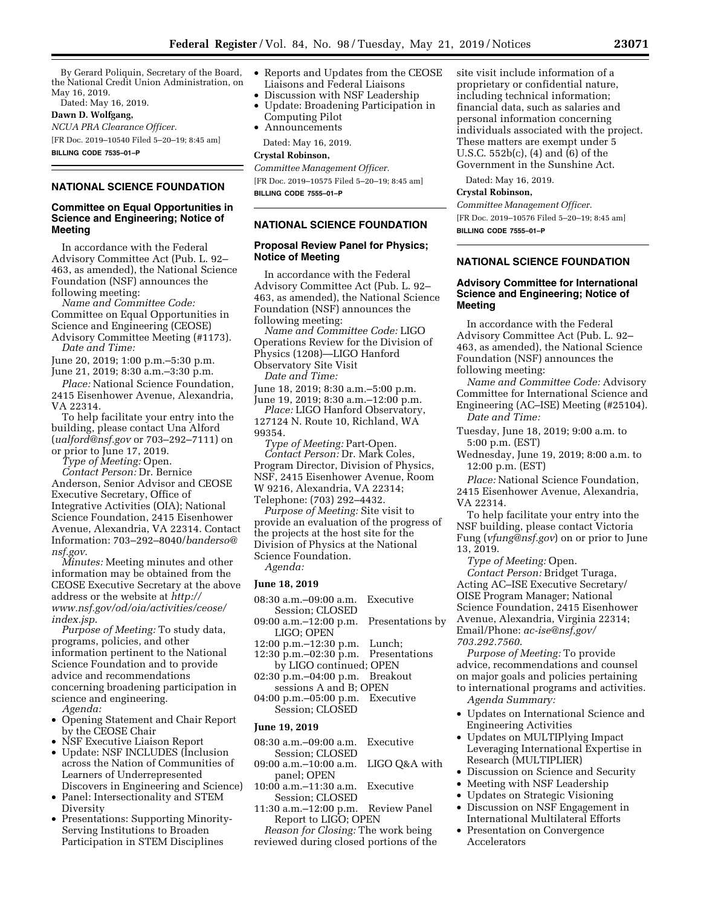By Gerard Poliquin, Secretary of the Board, the National Credit Union Administration, on May 16, 2019.

Dated: May 16, 2019.

**Dawn D. Wolfgang,**

*NCUA PRA Clearance Officer.*

[FR Doc. 2019–10540 Filed 5–20–19; 8:45 am]

**BILLING CODE 7535–01–P**

## NATIONAL SCIENCE FOUNDATION

### Committee on Equal Opportunities in Science and Engineering; Notice of Meeting

In accordance with the Federal Advisory Committee Act (Pub. L. 92–463, as amended), the National Science Foundation (NSF) announces the following meeting:

*Name and Committee Code:* Committee on Equal Opportunities in Science and Engineering (CEOSE) Advisory Committee Meeting (#1173).

*Date and Time:*

June 20, 2019; 1:00 p.m.–5:30 p.m.

June 21, 2019; 8:30 a.m.–3:30 p.m.

*Place:* National Science Foundation, 2415 Eisenhower Avenue, Alexandria, VA 22314.

To help facilitate your entry into the building, please contact Una Alford (*ualford@nsf.gov* or 703–292–7111) on or prior to June 17, 2019.

*Type of Meeting:* Open.

*Contact Person:* Dr. Bernice Anderson, Senior Advisor and CEOSE Executive Secretary, Office of Integrative Activities (OIA); National Science Foundation, 2415 Eisenhower Avenue, Alexandria, VA 22314. Contact Information: 703–292–8040/*banderso@nsf.gov*.

*Minutes:* Meeting minutes and other information may be obtained from the CEOSE Executive Secretary at the above address or the website at *http://www.nsf.gov/od/oia/activities/ceose/index.jsp*.

*Purpose of Meeting:* To study data, programs, policies, and other information pertinent to the National Science Foundation and to provide advice and recommendations concerning broadening participation in science and engineering.

*Agenda:*

- Opening Statement and Chair Report by the CEOSE Chair
- NSF Executive Liaison Report
- Update: NSF INCLUDES (Inclusion across the Nation of Communities of Learners of Underrepresented Discovers in Engineering and Science)
- Panel: Intersectionality and STEM Diversity
- Presentations: Supporting Minority-Serving Institutions to Broaden Participation in STEM Disciplines
- Reports and Updates from the CEOSE Liaisons and Federal Liaisons
- Discussion with NSF Leadership
- Update: Broadening Participation in Computing Pilot
- Announcements

Dated: May 16, 2019.

**Crystal Robinson,**

*Committee Management Officer.*

[FR Doc. 2019–10575 Filed 5–20–19; 8:45 am]

**BILLING CODE 7555–01–P**

## NATIONAL SCIENCE FOUNDATION

### Proposal Review Panel for Physics; Notice of Meeting

In accordance with the Federal Advisory Committee Act (Pub. L. 92–463, as amended), the National Science Foundation (NSF) announces the following meeting:

*Name and Committee Code:* LIGO Operations Review for the Division of Physics (1208)—LIGO Hanford Observatory Site Visit

*Date and Time:*

June 18, 2019; 8:30 a.m.–5:00 p.m.

June 19, 2019; 8:30 a.m.–12:00 p.m.

*Place:* LIGO Hanford Observatory, 127124 N. Route 10, Richland, WA 99354.

*Type of Meeting:* Part-Open.

*Contact Person:* Dr. Mark Coles, Program Director, Division of Physics, NSF, 2415 Eisenhower Avenue, Room W 9216, Alexandria, VA 22314; Telephone: (703) 292–4432.

*Purpose of Meeting:* Site visit to provide an evaluation of the progress of the projects at the host site for the Division of Physics at the National Science Foundation.

*Agenda:*

**June 18, 2019**

08:30 a.m.–09:00 a.m. Executive Session; CLOSED

09:00 a.m.–12:00 p.m. Presentations by LIGO; OPEN

12:00 p.m.–12:30 p.m. Lunch;

12:30 p.m.–02:30 p.m. Presentations by LIGO continued; OPEN

02:30 p.m.–04:00 p.m. Breakout sessions A and B; OPEN

04:00 p.m.–05:00 p.m. Executive Session; CLOSED

**June 19, 2019**

08:30 a.m.–09:00 a.m. Executive Session; CLOSED

09:00 a.m.–10:00 a.m. LIGO Q&A with panel; OPEN

10:00 a.m.–11:30 a.m. Executive Session; CLOSED

11:30 a.m.–12:00 p.m. Review Panel Report to LIGO; OPEN

*Reason for Closing:* The work being reviewed during closed portions of the site visit include information of a proprietary or confidential nature, including technical information; financial data, such as salaries and personal information concerning individuals associated with the project. These matters are exempt under 5 U.S.C. 552b(c), (4) and (6) of the Government in the Sunshine Act.

Dated: May 16, 2019.

**Crystal Robinson,**

*Committee Management Officer.*

[FR Doc. 2019–10576 Filed 5–20–19; 8:45 am]

**BILLING CODE 7555–01–P**

## NATIONAL SCIENCE FOUNDATION

### Advisory Committee for International Science and Engineering; Notice of Meeting

In accordance with the Federal Advisory Committee Act (Pub. L. 92–463, as amended), the National Science Foundation (NSF) announces the following meeting:

*Name and Committee Code:* Advisory Committee for International Science and Engineering (AC–ISE) Meeting (#25104).

*Date and Time:*

Tuesday, June 18, 2019; 9:00 a.m. to 5:00 p.m. (EST)

Wednesday, June 19, 2019; 8:00 a.m. to 12:00 p.m. (EST)

*Place:* National Science Foundation, 2415 Eisenhower Avenue, Alexandria, VA 22314.

To help facilitate your entry into the NSF building, please contact Victoria Fung (*vfung@nsf.gov*) on or prior to June 13, 2019.

*Type of Meeting:* Open.

*Contact Person:* Bridget Turaga, Acting AC–ISE Executive Secretary/OISE Program Manager; National Science Foundation, 2415 Eisenhower Avenue, Alexandria, Virginia 22314; Email/Phone: *ac-ise@nsf.gov/703.292.7560*.

*Purpose of Meeting:* To provide advice, recommendations and counsel on major goals and policies pertaining to international programs and activities.

*Agenda Summary:*

- Updates on International Science and Engineering Activities
- Updates on MULTIPlying Impact Leveraging International Expertise in Research (MULTIPLIER)
- Discussion on Science and Security
- Meeting with NSF Leadership
- Updates on Strategic Visioning
- Discussion on NSF Engagement in International Multilateral Efforts
- Presentation on Convergence Accelerators